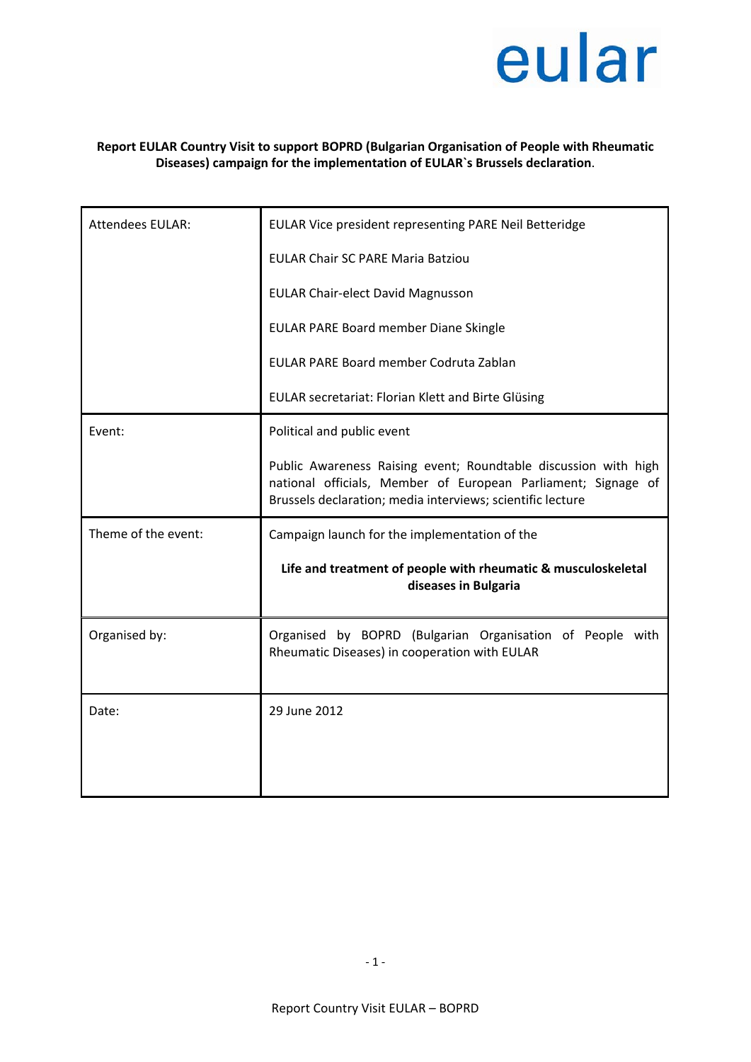eular

**Report EULAR Country Visit to support BOPRD (Bulgarian Organisation of People with Rheumatic Diseases) campaign for the implementation of EULAR`s Brussels declaration**.

| | |
|---|---|
| Attendees EULAR: | EULAR Vice president representing PARE Neil Betteridge<br><br>EULAR Chair SC PARE Maria Batziou<br><br>EULAR Chair-elect David Magnusson<br><br>EULAR PARE Board member Diane Skingle<br><br>EULAR PARE Board member Codruta Zablan<br><br>EULAR secretariat: Florian Klett and Birte Glüsing |
| Event: | Political and public event<br><br>Public Awareness Raising event; Roundtable discussion with high national officials, Member of European Parliament; Signage of Brussels declaration; media interviews; scientific lecture |
| Theme of the event: | Campaign launch for the implementation of the<br><br>**Life and treatment of people with rheumatic & musculoskeletal diseases in Bulgaria** |
| Organised by: | Organised by BOPRD (Bulgarian Organisation of People with Rheumatic Diseases) in cooperation with EULAR |
| Date: | 29 June 2012 |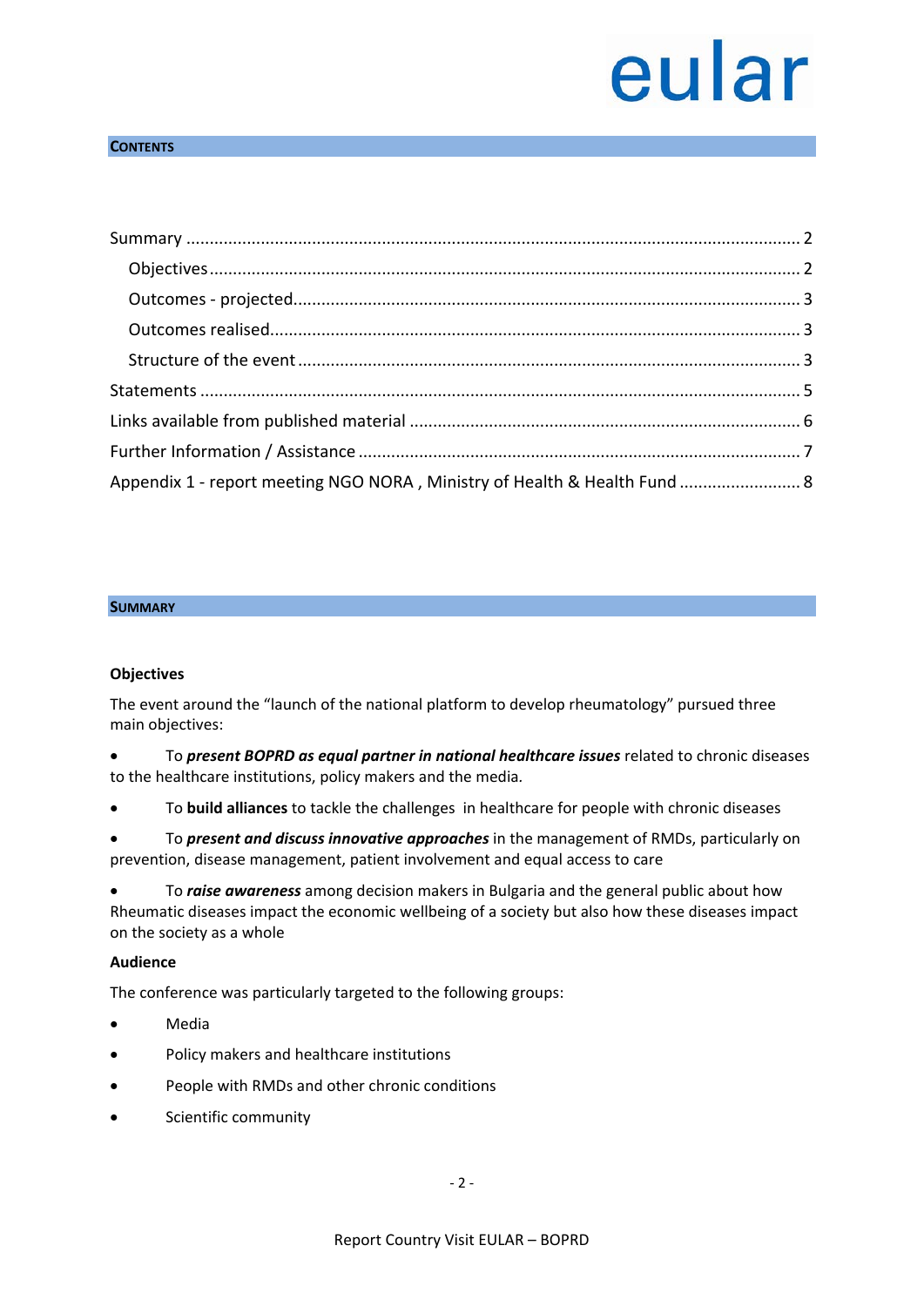## CONTENTS

Summary ........................................................................................................................ 2

Objectives ........................................................................................................................ 2

Outcomes - projected........................................................................................................ 3

Outcomes realised............................................................................................................. 3

Structure of the event ....................................................................................................... 3

Statements ........................................................................................................................ 5

Links available from published material ........................................................................... 6

Further Information / Assistance ...................................................................................... 7

Appendix 1 - report meeting NGO NORA , Ministry of Health & Health Fund ..................... 8

## SUMMARY

### Objectives

The event around the “launch of the national platform to develop rheumatology” pursued three main objectives:

- To ***present BOPRD as equal partner in national healthcare issues*** related to chronic diseases to the healthcare institutions, policy makers and the media.
- To **build alliances** to tackle the challenges in healthcare for people with chronic diseases
- To ***present and discuss innovative approaches*** in the management of RMDs, particularly on prevention, disease management, patient involvement and equal access to care
- To ***raise awareness*** among decision makers in Bulgaria and the general public about how Rheumatic diseases impact the economic wellbeing of a society but also how these diseases impact on the society as a whole

### Audience

The conference was particularly targeted to the following groups:

- Media
- Policy makers and healthcare institutions
- People with RMDs and other chronic conditions
- Scientific community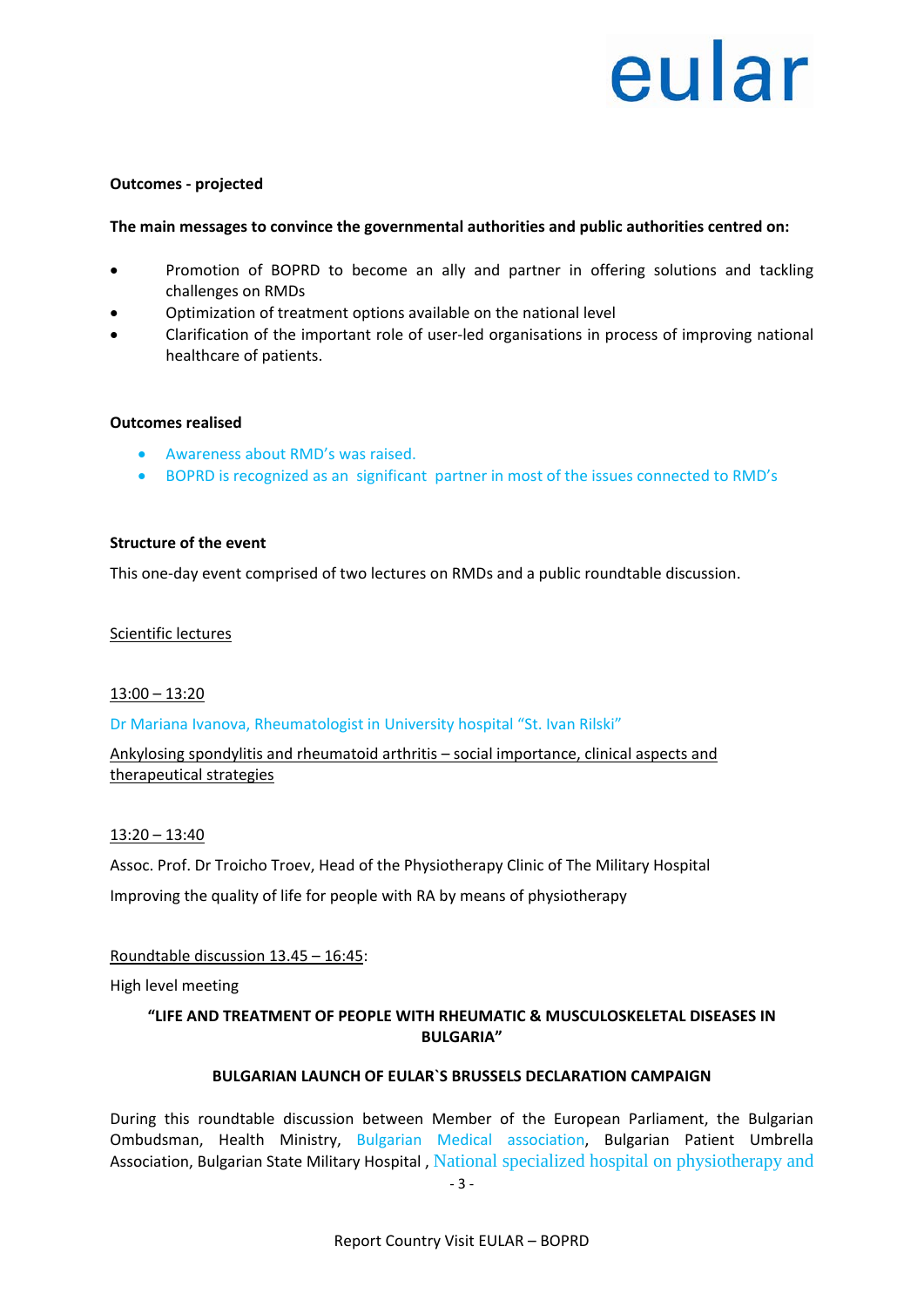**Outcomes - projected**

**The main messages to convince the governmental authorities and public authorities centred on:**

- Promotion of BOPRD to become an ally and partner in offering solutions and tackling challenges on RMDs
- Optimization of treatment options available on the national level
- Clarification of the important role of user-led organisations in process of improving national healthcare of patients.

**Outcomes realised**

- Awareness about RMD's was raised.
- BOPRD is recognized as an significant partner in most of the issues connected to RMD's

**Structure of the event**

This one-day event comprised of two lectures on RMDs and a public roundtable discussion.

Scientific lectures

13:00 – 13:20

Dr Mariana Ivanova, Rheumatologist in University hospital "St. Ivan Rilski"

Ankylosing spondylitis and rheumatoid arthritis – social importance, clinical aspects and therapeutical strategies

13:20 – 13:40

Assoc. Prof. Dr Troicho Troev, Head of the Physiotherapy Clinic of The Military Hospital

Improving the quality of life for people with RA by means of physiotherapy

Roundtable discussion 13.45 – 16:45:

High level meeting

**"LIFE AND TREATMENT OF PEOPLE WITH RHEUMATIC & MUSCULOSKELETAL DISEASES IN BULGARIA"**

**BULGARIAN LAUNCH OF EULAR`S BRUSSELS DECLARATION CAMPAIGN**

During this roundtable discussion between Member of the European Parliament, the Bulgarian Ombudsman, Health Ministry, Bulgarian Medical association, Bulgarian Patient Umbrella Association, Bulgarian State Military Hospital , National specialized hospital on physiotherapy and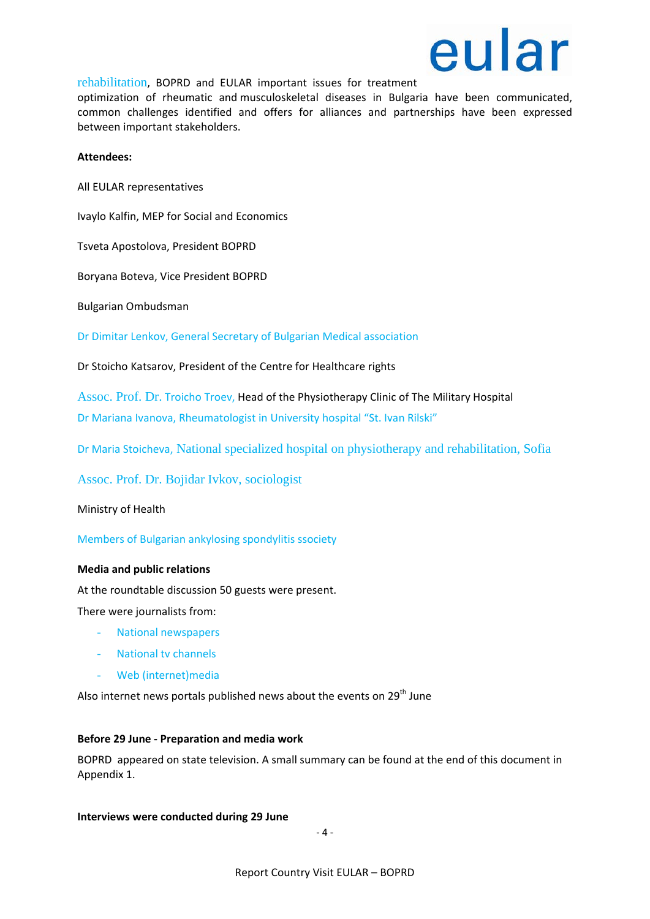rehabilitation, BOPRD and EULAR important issues for treatment optimization of rheumatic and musculoskeletal diseases in Bulgaria have been communicated, common challenges identified and offers for alliances and partnerships have been expressed between important stakeholders.

**Attendees:**

All EULAR representatives

Ivaylo Kalfin, MEP for Social and Economics

Tsveta Apostolova, President BOPRD

Boryana Boteva, Vice President BOPRD

Bulgarian Ombudsman

Dr Dimitar Lenkov, General Secretary of Bulgarian Medical association

Dr Stoicho Katsarov, President of the Centre for Healthcare rights

Assoc. Prof. Dr. Troicho Troev, Head of the Physiotherapy Clinic of The Military Hospital

Dr Mariana Ivanova, Rheumatologist in University hospital "St. Ivan Rilski"

Dr Maria Stoicheva, National specialized hospital on physiotherapy and rehabilitation, Sofia

Assoc. Prof. Dr. Bojidar Ivkov, sociologist

Ministry of Health

Members of Bulgarian ankylosing spondylitis ssociety

**Media and public relations**

At the roundtable discussion 50 guests were present.

There were journalists from:

- National newspapers
- National tv channels
- Web (internet)media

Also internet news portals published news about the events on 29th June

**Before 29 June - Preparation and media work**

BOPRD appeared on state television. A small summary can be found at the end of this document in Appendix 1.

**Interviews were conducted during 29 June**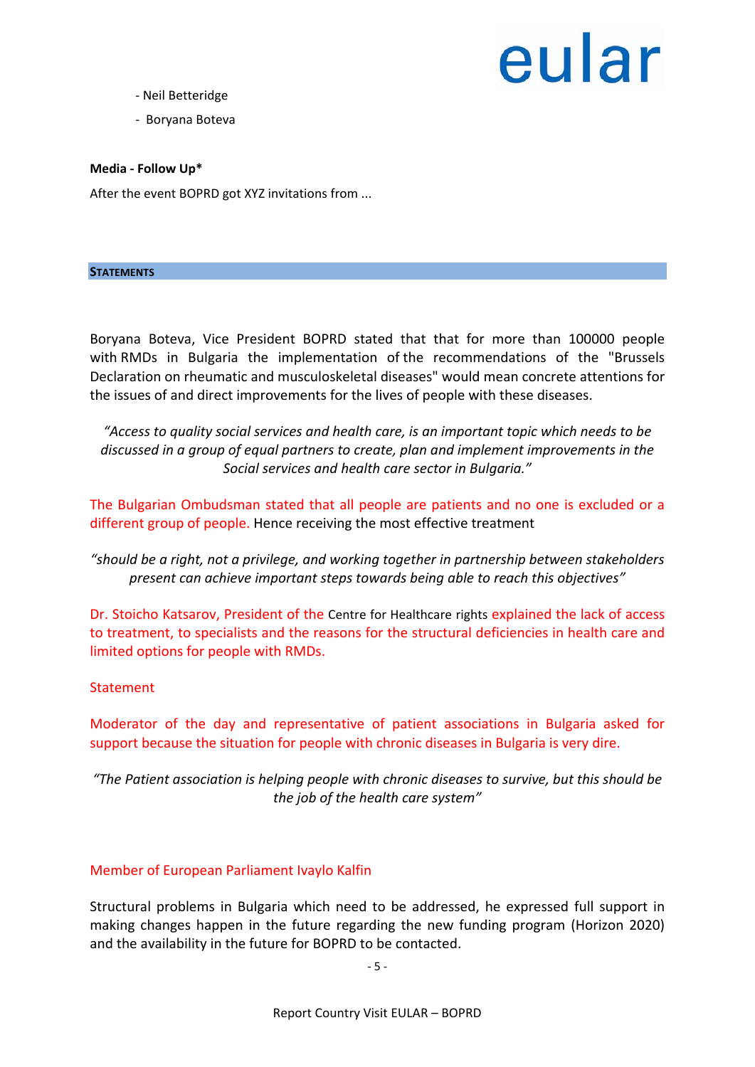- Neil Betteridge
- Boryana Boteva

**Media - Follow Up***

After the event BOPRD got XYZ invitations from ...

## STATEMENTS

Boryana Boteva, Vice President BOPRD stated that that for more than 100000 people with RMDs in Bulgaria the implementation of the recommendations of the "Brussels Declaration on rheumatic and musculoskeletal diseases" would mean concrete attentions for the issues of and direct improvements for the lives of people with these diseases.

*"Access to quality social services and health care, is an important topic which needs to be discussed in a group of equal partners to create, plan and implement improvements in the Social services and health care sector in Bulgaria."*

The Bulgarian Ombudsman stated that all people are patients and no one is excluded or a different group of people. Hence receiving the most effective treatment

*"should be a right, not a privilege, and working together in partnership between stakeholders present can achieve important steps towards being able to reach this objectives"*

Dr. Stoicho Katsarov, President of the Centre for Healthcare rights explained the lack of access to treatment, to specialists and the reasons for the structural deficiencies in health care and limited options for people with RMDs.

Statement

Moderator of the day and representative of patient associations in Bulgaria asked for support because the situation for people with chronic diseases in Bulgaria is very dire.

*"The Patient association is helping people with chronic diseases to survive, but this should be the job of the health care system"*

Member of European Parliament Ivaylo Kalfin

Structural problems in Bulgaria which need to be addressed, he expressed full support in making changes happen in the future regarding the new funding program (Horizon 2020) and the availability in the future for BOPRD to be contacted.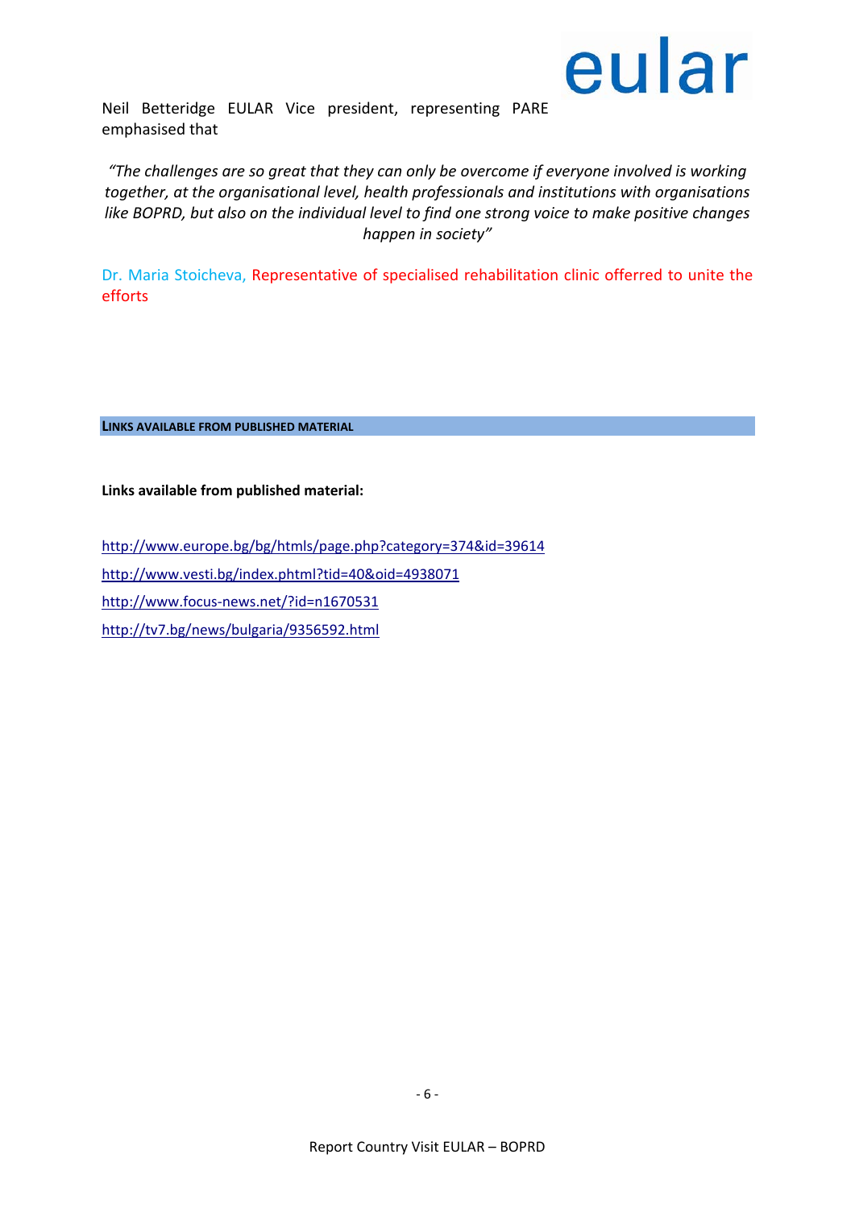Neil Betteridge EULAR Vice president, representing PARE emphasised that

*"The challenges are so great that they can only be overcome if everyone involved is working together, at the organisational level, health professionals and institutions with organisations like BOPRD, but also on the individual level to find one strong voice to make positive changes happen in society"*

Dr. Maria Stoicheva, Representative of specialised rehabilitation clinic offerred to unite the efforts

## LINKS AVAILABLE FROM PUBLISHED MATERIAL

**Links available from published material:**

http://www.europe.bg/bg/htmls/page.php?category=374&id=39614

http://www.vesti.bg/index.phtml?tid=40&oid=4938071

http://www.focus-news.net/?id=n1670531

http://tv7.bg/news/bulgaria/9356592.html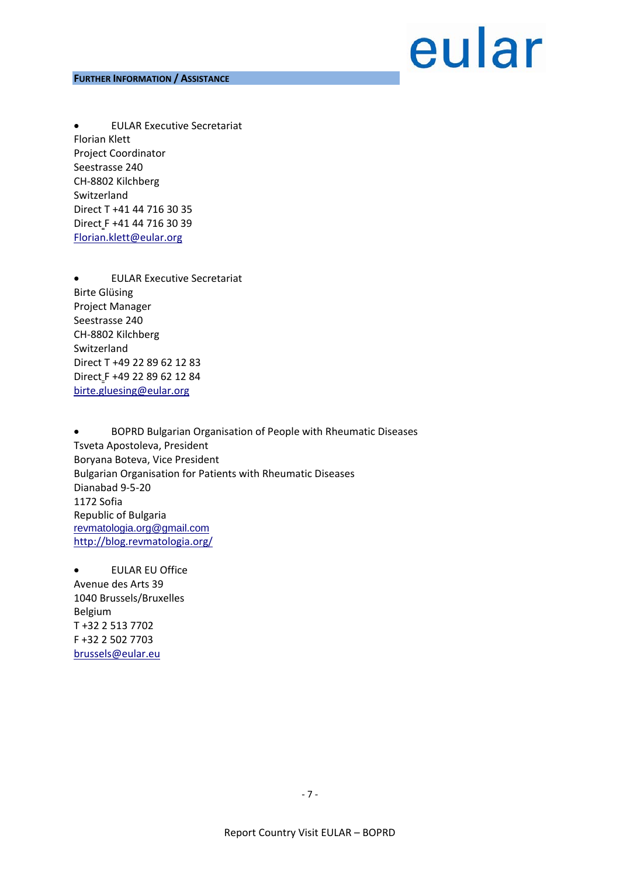## Further Information / Assistance

- EULAR Executive Secretariat

Florian Klett
Project Coordinator
Seestrasse 240
CH-8802 Kilchberg
Switzerland
Direct T +41 44 716 30 35
Direct F +41 44 716 30 39
Florian.klett@eular.org

- EULAR Executive Secretariat

Birte Glüsing
Project Manager
Seestrasse 240
CH-8802 Kilchberg
Switzerland
Direct T +49 22 89 62 12 83
Direct F +49 22 89 62 12 84
birte.gluesing@eular.org

- BOPRD Bulgarian Organisation of People with Rheumatic Diseases

Tsveta Apostoleva, President
Boryana Boteva, Vice President
Bulgarian Organisation for Patients with Rheumatic Diseases
Dianabad 9-5-20
1172 Sofia
Republic of Bulgaria
revmatologia.org@gmail.com
http://blog.revmatologia.org/

- EULAR EU Office

Avenue des Arts 39
1040 Brussels/Bruxelles
Belgium
T +32 2 513 7702
F +32 2 502 7703
brussels@eular.eu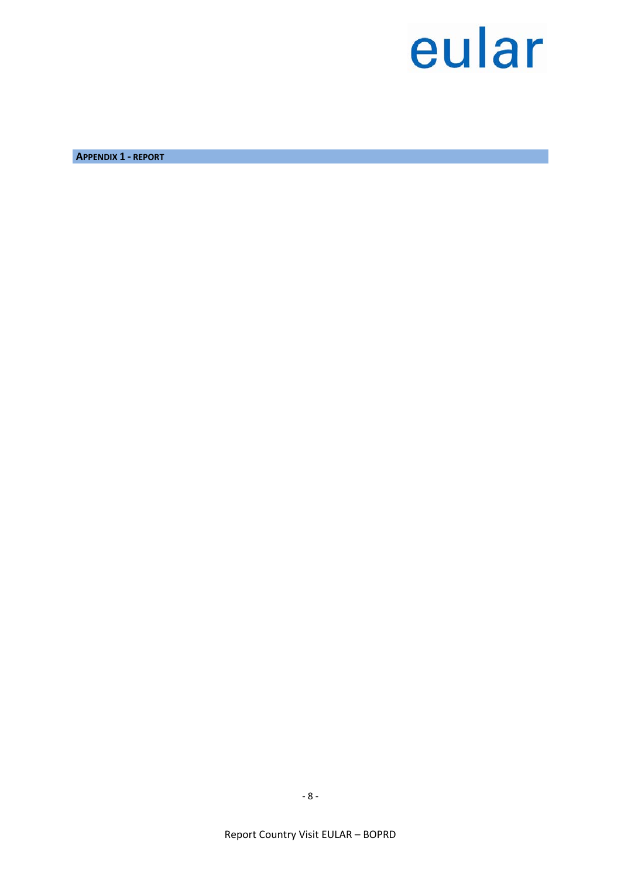**APPENDIX 1 - REPORT**